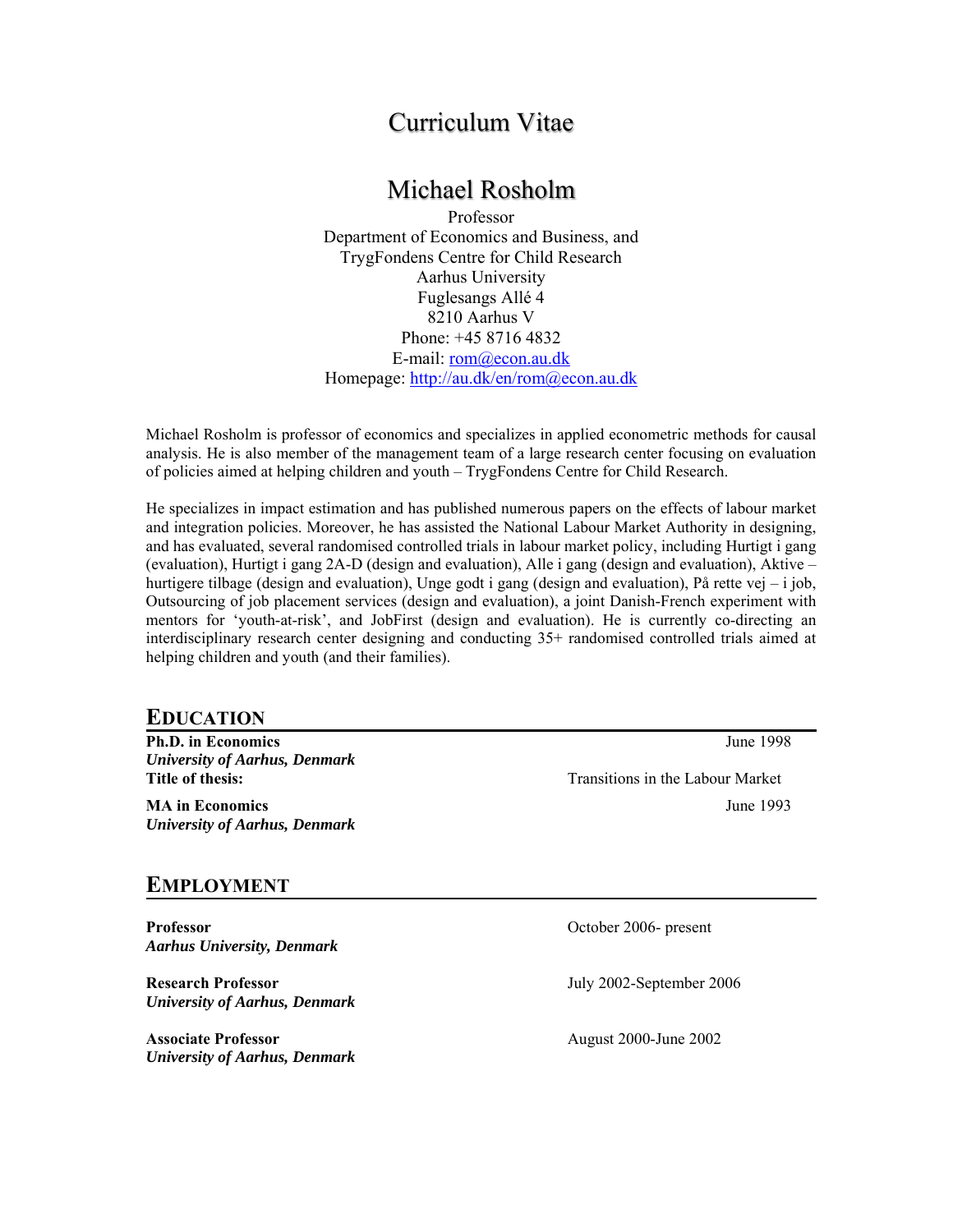# Curriculum Vitae

## Michael Rosholm

Professor
Department of Economics and Business, and
TrygFondens Centre for Child Research
Aarhus University
Fuglesangs Allé 4
8210 Aarhus V
Phone: +45 8716 4832
E-mail: [rom@econ.au.dk](mailto:rom@econ.au.dk)
Homepage: [http://au.dk/en/rom@econ.au.dk](http://au.dk/en/rom@econ.au.dk)

Michael Rosholm is professor of economics and specializes in applied econometric methods for causal analysis. He is also member of the management team of a large research center focusing on evaluation of policies aimed at helping children and youth – TrygFondens Centre for Child Research.

He specializes in impact estimation and has published numerous papers on the effects of labour market and integration policies. Moreover, he has assisted the National Labour Market Authority in designing, and has evaluated, several randomised controlled trials in labour market policy, including Hurtigt i gang (evaluation), Hurtigt i gang 2A-D (design and evaluation), Alle i gang (design and evaluation), Aktive – hurtigere tilbage (design and evaluation), Unge godt i gang (design and evaluation), På rette vej – i job, Outsourcing of job placement services (design and evaluation), a joint Danish-French experiment with mentors for 'youth-at-risk', and JobFirst (design and evaluation). He is currently co-directing an interdisciplinary research center designing and conducting 35+ randomised controlled trials aimed at helping children and youth (and their families).

## EDUCATION

**Ph.D. in Economics** — June 1998
*University of Aarhus, Denmark*
**Title of thesis:** Transitions in the Labour Market

**MA in Economics** — June 1993
*University of Aarhus, Denmark*

## EMPLOYMENT

**Professor** — October 2006- present
*Aarhus University, Denmark*

**Research Professor** — July 2002-September 2006
*University of Aarhus, Denmark*

**Associate Professor** — August 2000-June 2002
*University of Aarhus, Denmark*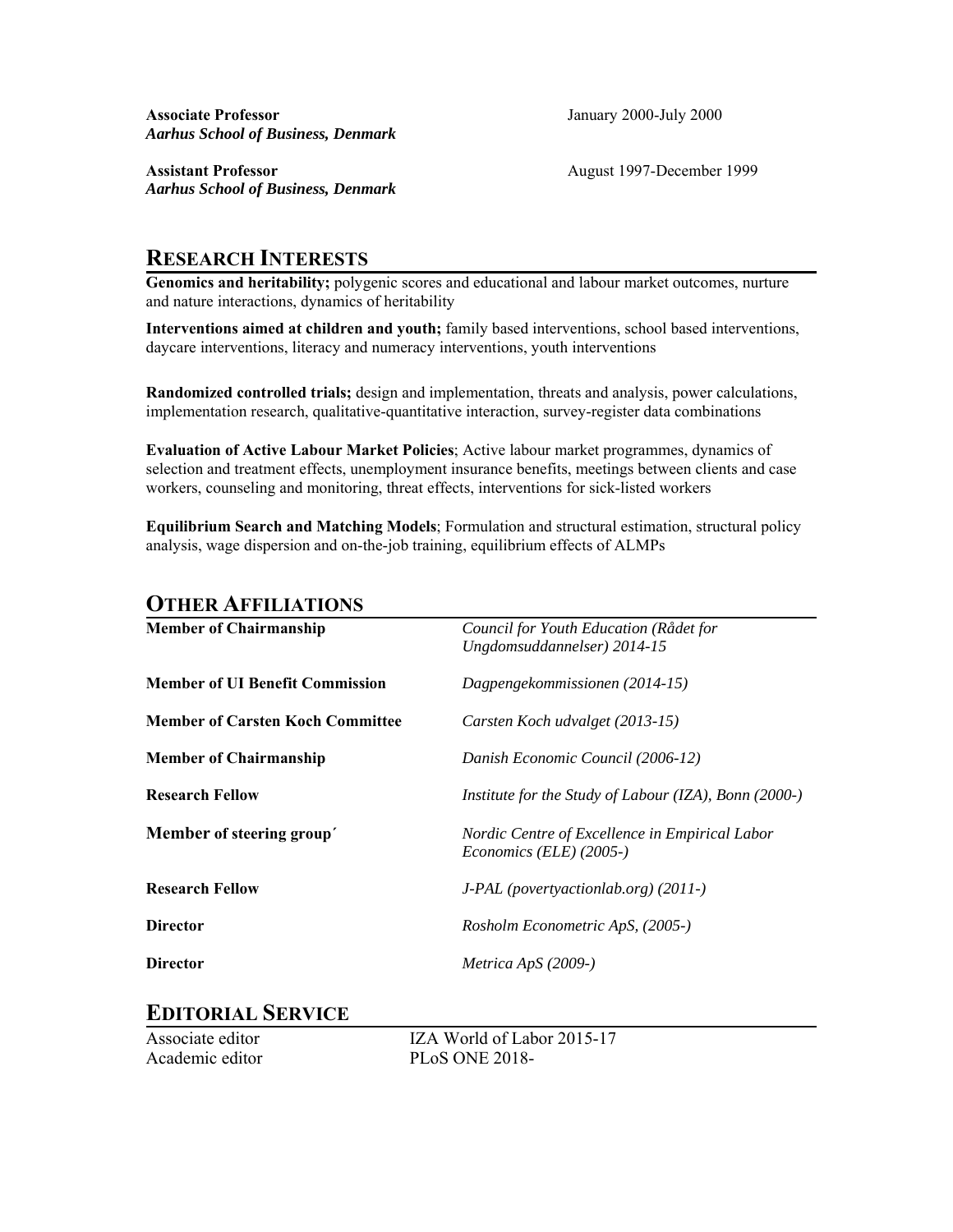**Associate Professor** January 2000-July 2000
***Aarhus School of Business, Denmark***

**Assistant Professor** August 1997-December 1999
***Aarhus School of Business, Denmark***

## RESEARCH INTERESTS

**Genomics and heritability;** polygenic scores and educational and labour market outcomes, nurture and nature interactions, dynamics of heritability

**Interventions aimed at children and youth;** family based interventions, school based interventions, daycare interventions, literacy and numeracy interventions, youth interventions

**Randomized controlled trials;** design and implementation, threats and analysis, power calculations, implementation research, qualitative-quantitative interaction, survey-register data combinations

**Evaluation of Active Labour Market Policies**; Active labour market programmes, dynamics of selection and treatment effects, unemployment insurance benefits, meetings between clients and case workers, counseling and monitoring, threat effects, interventions for sick-listed workers

**Equilibrium Search and Matching Models**; Formulation and structural estimation, structural policy analysis, wage dispersion and on-the-job training, equilibrium effects of ALMPs

## OTHER AFFILIATIONS

| | |
|---|---|
| **Member of Chairmanship** | *Council for Youth Education (Rådet for Ungdomsuddannelser) 2014-15* |
| **Member of UI Benefit Commission** | *Dagpengekommissionen (2014-15)* |
| **Member of Carsten Koch Committee** | *Carsten Koch udvalget (2013-15)* |
| **Member of Chairmanship** | *Danish Economic Council (2006-12)* |
| **Research Fellow** | *Institute for the Study of Labour (IZA), Bonn (2000-)* |
| **Member of steering group´** | *Nordic Centre of Excellence in Empirical Labor Economics (ELE) (2005-)* |
| **Research Fellow** | *J-PAL (povertyactionlab.org) (2011-)* |
| **Director** | *Rosholm Econometric ApS, (2005-)* |
| **Director** | *Metrica ApS (2009-)* |

## EDITORIAL SERVICE

| | |
|---|---|
| Associate editor | IZA World of Labor 2015-17 |
| Academic editor | PLoS ONE 2018- |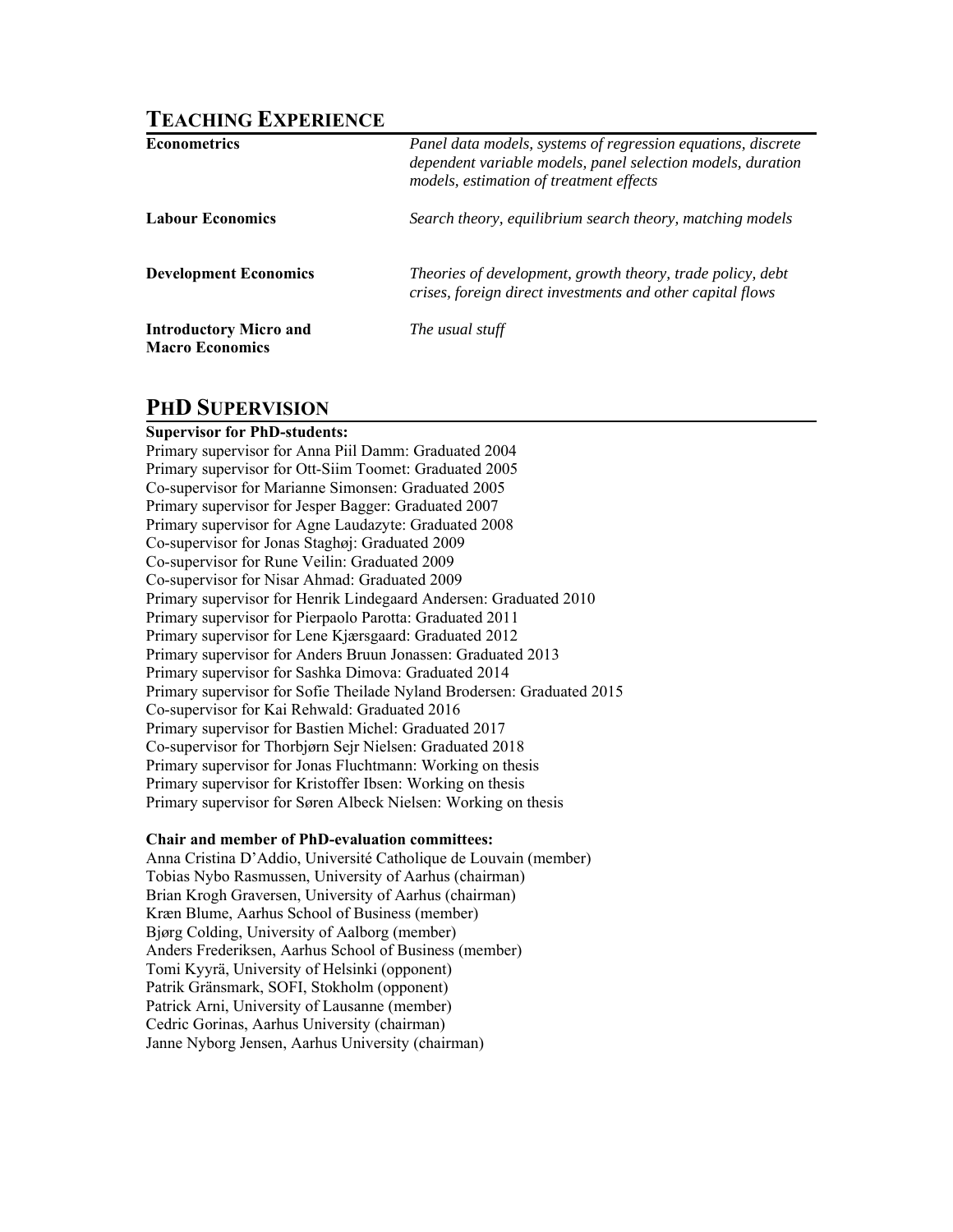## TEACHING EXPERIENCE

| | |
|---|---|
| **Econometrics** | *Panel data models, systems of regression equations, discrete dependent variable models, panel selection models, duration models, estimation of treatment effects* |
| **Labour Economics** | *Search theory, equilibrium search theory, matching models* |
| **Development Economics** | *Theories of development, growth theory, trade policy, debt crises, foreign direct investments and other capital flows* |
| **Introductory Micro and Macro Economics** | *The usual stuff* |

## PHD SUPERVISION

**Supervisor for PhD-students:**

Primary supervisor for Anna Piil Damm: Graduated 2004
Primary supervisor for Ott-Siim Toomet: Graduated 2005
Co-supervisor for Marianne Simonsen: Graduated 2005
Primary supervisor for Jesper Bagger: Graduated 2007
Primary supervisor for Agne Laudazyte: Graduated 2008
Co-supervisor for Jonas Staghøj: Graduated 2009
Co-supervisor for Rune Veilin: Graduated 2009
Co-supervisor for Nisar Ahmad: Graduated 2009
Primary supervisor for Henrik Lindegaard Andersen: Graduated 2010
Primary supervisor for Pierpaolo Parotta: Graduated 2011
Primary supervisor for Lene Kjærsgaard: Graduated 2012
Primary supervisor for Anders Bruun Jonassen: Graduated 2013
Primary supervisor for Sashka Dimova: Graduated 2014
Primary supervisor for Sofie Theilade Nyland Brodersen: Graduated 2015
Co-supervisor for Kai Rehwald: Graduated 2016
Primary supervisor for Bastien Michel: Graduated 2017
Co-supervisor for Thorbjørn Sejr Nielsen: Graduated 2018
Primary supervisor for Jonas Fluchtmann: Working on thesis
Primary supervisor for Kristoffer Ibsen: Working on thesis
Primary supervisor for Søren Albeck Nielsen: Working on thesis

**Chair and member of PhD-evaluation committees:**

Anna Cristina D'Addio, Université Catholique de Louvain (member)
Tobias Nybo Rasmussen, University of Aarhus (chairman)
Brian Krogh Graversen, University of Aarhus (chairman)
Kræn Blume, Aarhus School of Business (member)
Bjørg Colding, University of Aalborg (member)
Anders Frederiksen, Aarhus School of Business (member)
Tomi Kyyrä, University of Helsinki (opponent)
Patrik Gränsmark, SOFI, Stokholm (opponent)
Patrick Arni, University of Lausanne (member)
Cedric Gorinas, Aarhus University (chairman)
Janne Nyborg Jensen, Aarhus University (chairman)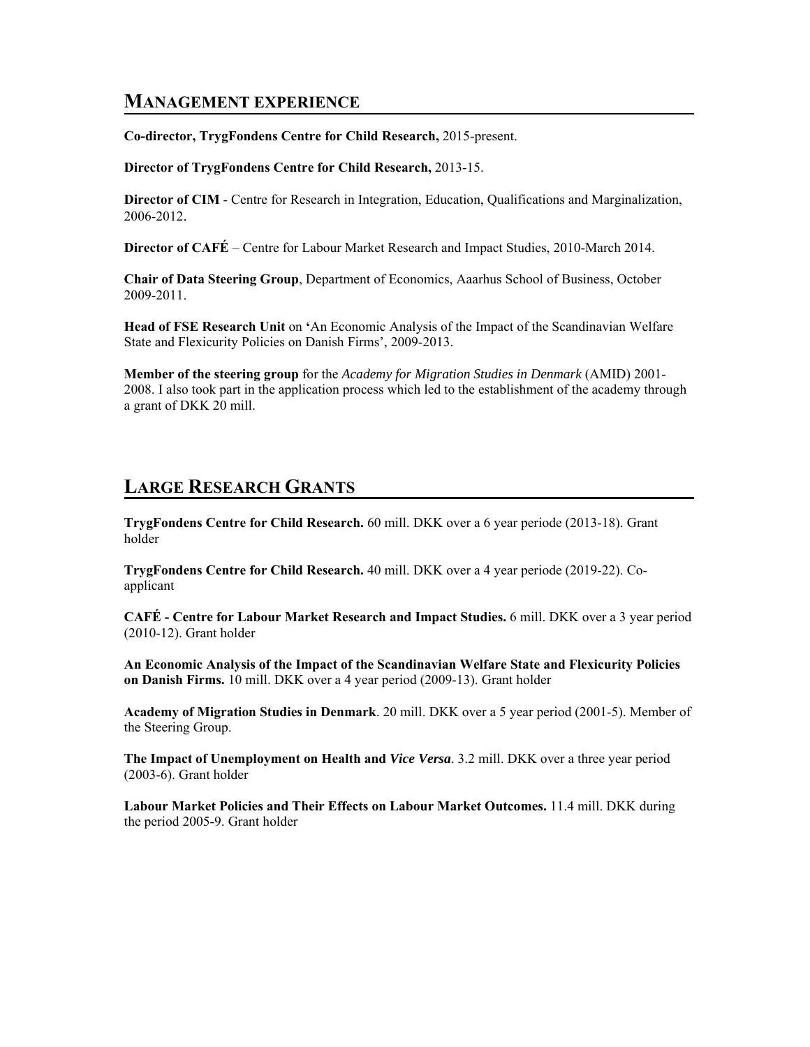## MANAGEMENT EXPERIENCE

**Co-director, TrygFondens Centre for Child Research,** 2015-present.

**Director of TrygFondens Centre for Child Research,** 2013-15.

**Director of CIM** - Centre for Research in Integration, Education, Qualifications and Marginalization, 2006-2012.

**Director of CAFÉ** – Centre for Labour Market Research and Impact Studies, 2010-March 2014.

**Chair of Data Steering Group**, Department of Economics, Aarhus School of Business, October 2009-2011.

**Head of FSE Research Unit** on **'**An Economic Analysis of the Impact of the Scandinavian Welfare State and Flexicurity Policies on Danish Firms', 2009-2013.

**Member of the steering group** for the *Academy for Migration Studies in Denmark* (AMID) 2001-2008. I also took part in the application process which led to the establishment of the academy through a grant of DKK 20 mill.

## LARGE RESEARCH GRANTS

**TrygFondens Centre for Child Research.** 60 mill. DKK over a 6 year periode (2013-18). Grant holder

**TrygFondens Centre for Child Research.** 40 mill. DKK over a 4 year periode (2019-22). Co-applicant

**CAFÉ - Centre for Labour Market Research and Impact Studies.** 6 mill. DKK over a 3 year period (2010-12). Grant holder

**An Economic Analysis of the Impact of the Scandinavian Welfare State and Flexicurity Policies on Danish Firms.** 10 mill. DKK over a 4 year period (2009-13). Grant holder

**Academy of Migration Studies in Denmark**. 20 mill. DKK over a 5 year period (2001-5). Member of the Steering Group.

**The Impact of Unemployment on Health and *Vice Versa*.** 3.2 mill. DKK over a three year period (2003-6). Grant holder

**Labour Market Policies and Their Effects on Labour Market Outcomes.** 11.4 mill. DKK during the period 2005-9. Grant holder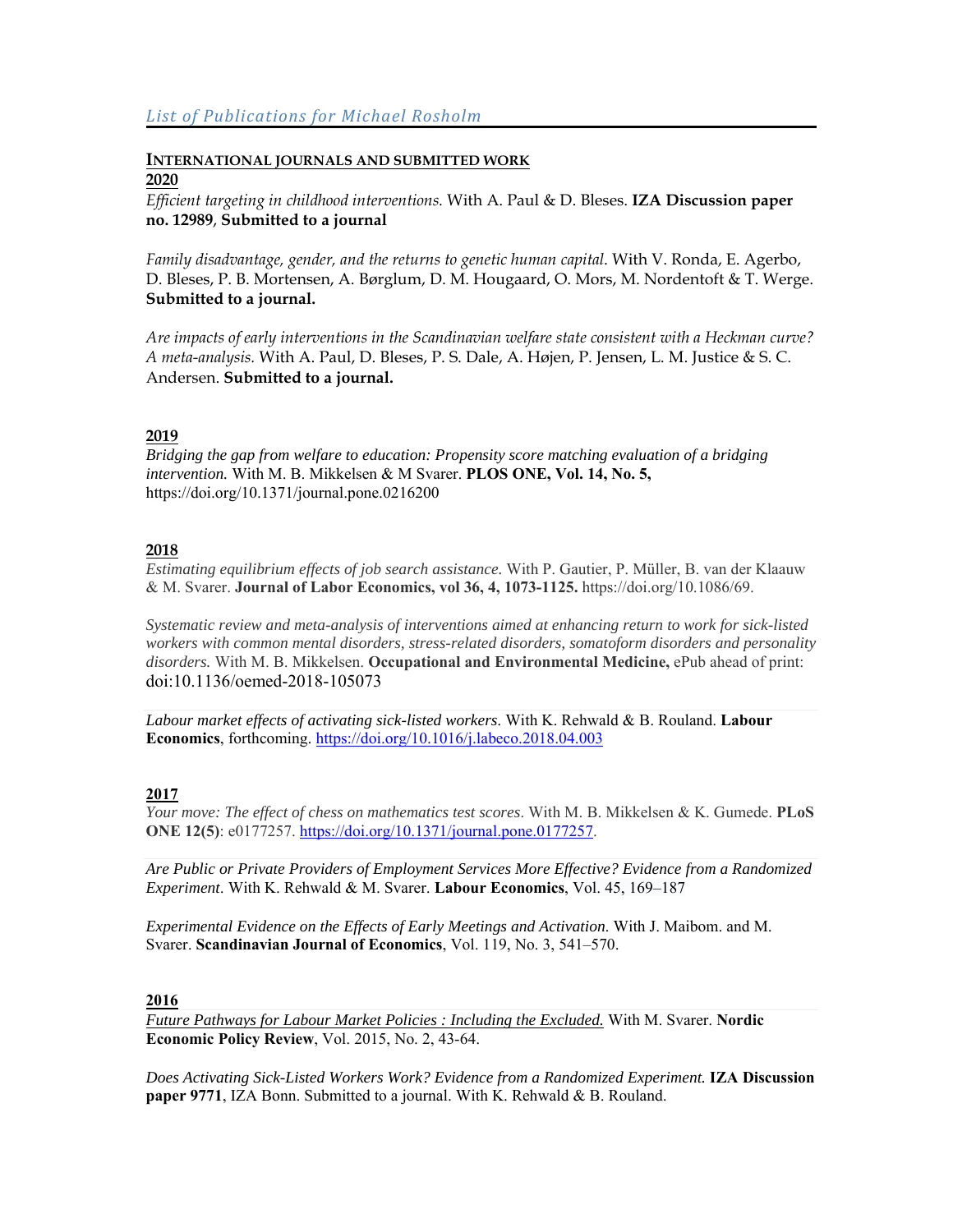*List of Publications for Michael Rosholm*

## INTERNATIONAL JOURNALS AND SUBMITTED WORK

### 2020

*Efficient targeting in childhood interventions.* With A. Paul & D. Bleses. **IZA Discussion paper no. 12989**, **Submitted to a journal**

*Family disadvantage, gender, and the returns to genetic human capital.* With V. Ronda, E. Agerbo, D. Bleses, P. B. Mortensen, A. Børglum, D. M. Hougaard, O. Mors, M. Nordentoft & T. Werge. **Submitted to a journal.**

*Are impacts of early interventions in the Scandinavian welfare state consistent with a Heckman curve? A meta-analysis.* With A. Paul, D. Bleses, P. S. Dale, A. Højen, P. Jensen, L. M. Justice & S. C. Andersen. **Submitted to a journal.**

### 2019

*Bridging the gap from welfare to education: Propensity score matching evaluation of a bridging intervention.* With M. B. Mikkelsen & M Svarer. **PLOS ONE, Vol. 14, No. 5,** https://doi.org/10.1371/journal.pone.0216200

### 2018

*Estimating equilibrium effects of job search assistance.* With P. Gautier, P. Müller, B. van der Klaauw & M. Svarer. **Journal of Labor Economics, vol 36, 4, 1073-1125.** https://doi.org/10.1086/69.

*Systematic review and meta-analysis of interventions aimed at enhancing return to work for sick-listed workers with common mental disorders, stress-related disorders, somatoform disorders and personality disorders.* With M. B. Mikkelsen. **Occupational and Environmental Medicine,** ePub ahead of print: doi:10.1136/oemed-2018-105073

*Labour market effects of activating sick-listed workers.* With K. Rehwald & B. Rouland. **Labour Economics**, forthcoming. https://doi.org/10.1016/j.labeco.2018.04.003

### 2017

*Your move: The effect of chess on mathematics test scores.* With M. B. Mikkelsen & K. Gumede. **PLoS ONE 12(5)**: e0177257. https://doi.org/10.1371/journal.pone.0177257.

*Are Public or Private Providers of Employment Services More Effective? Evidence from a Randomized Experiment.* With K. Rehwald & M. Svarer. **Labour Economics**, Vol. 45, 169–187

*Experimental Evidence on the Effects of Early Meetings and Activation.* With J. Maibom. and M. Svarer. **Scandinavian Journal of Economics**, Vol. 119, No. 3, 541–570.

### 2016

*Future Pathways for Labour Market Policies : Including the Excluded.* With M. Svarer. **Nordic Economic Policy Review**, Vol. 2015, No. 2, 43-64.

*Does Activating Sick-Listed Workers Work? Evidence from a Randomized Experiment.* **IZA Discussion paper 9771**, IZA Bonn. Submitted to a journal. With K. Rehwald & B. Rouland.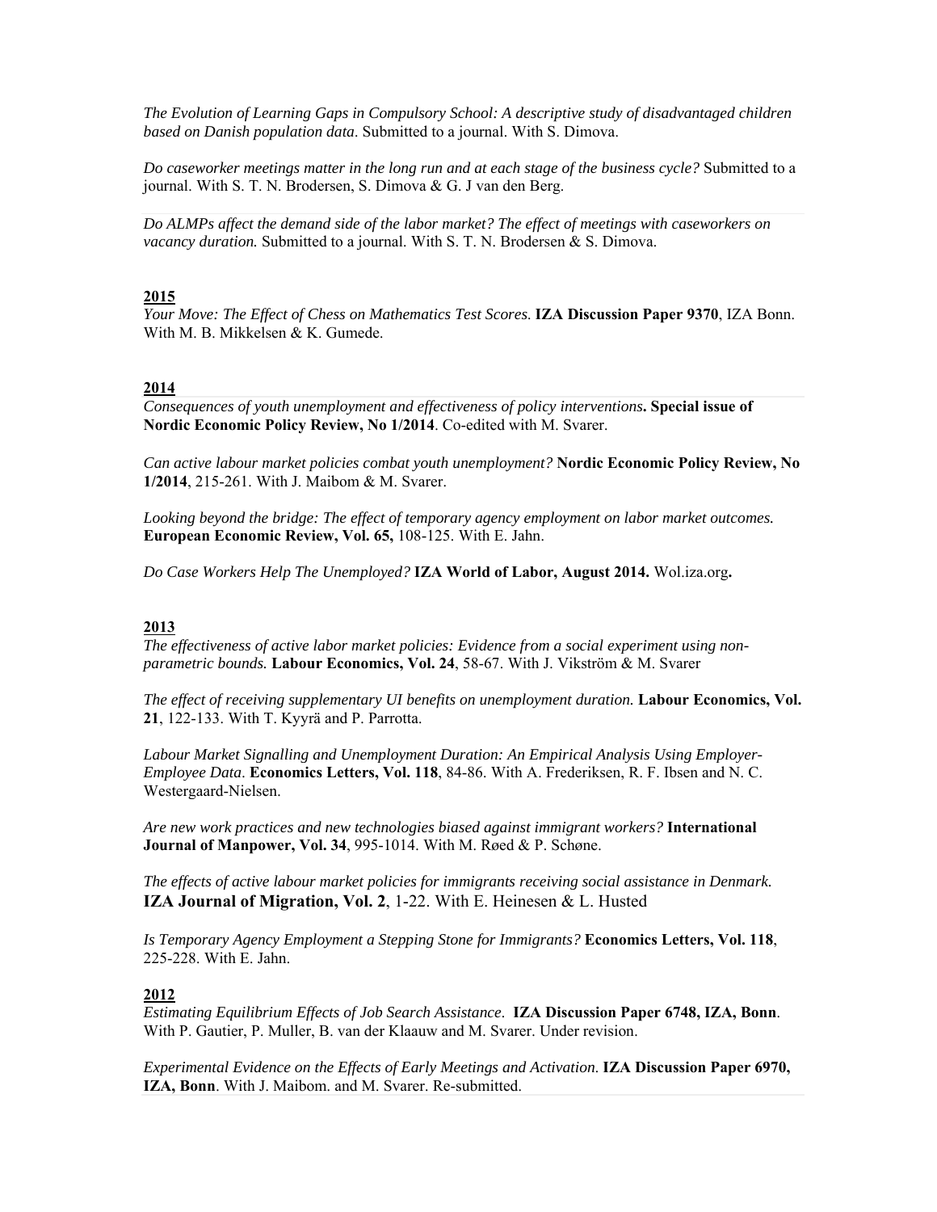*The Evolution of Learning Gaps in Compulsory School: A descriptive study of disadvantaged children based on Danish population data*. Submitted to a journal. With S. Dimova.

*Do caseworker meetings matter in the long run and at each stage of the business cycle?* Submitted to a journal. With S. T. N. Brodersen, S. Dimova & G. J van den Berg.

*Do ALMPs affect the demand side of the labor market? The effect of meetings with caseworkers on vacancy duration.* Submitted to a journal. With S. T. N. Brodersen & S. Dimova.

**2015**

*Your Move: The Effect of Chess on Mathematics Test Scores.* **IZA Discussion Paper 9370**, IZA Bonn. With M. B. Mikkelsen & K. Gumede.

**2014**

*Consequences of youth unemployment and effectiveness of policy interventions***. Special issue of Nordic Economic Policy Review, No 1/2014**. Co-edited with M. Svarer.

*Can active labour market policies combat youth unemployment?* **Nordic Economic Policy Review, No 1/2014**, 215-261. With J. Maibom & M. Svarer.

*Looking beyond the bridge: The effect of temporary agency employment on labor market outcomes.* **European Economic Review, Vol. 65,** 108-125. With E. Jahn.

*Do Case Workers Help The Unemployed?* **IZA World of Labor, August 2014.** Wol.iza.org**.**

**2013**

*The effectiveness of active labor market policies: Evidence from a social experiment using non-parametric bounds.* **Labour Economics, Vol. 24**, 58-67. With J. Vikström & M. Svarer

*The effect of receiving supplementary UI benefits on unemployment duration.* **Labour Economics, Vol. 21**, 122-133. With T. Kyyrä and P. Parrotta.

*Labour Market Signalling and Unemployment Duration: An Empirical Analysis Using Employer-Employee Data*. **Economics Letters, Vol. 118**, 84-86. With A. Frederiksen, R. F. Ibsen and N. C. Westergaard-Nielsen.

*Are new work practices and new technologies biased against immigrant workers?* **International Journal of Manpower, Vol. 34**, 995-1014. With M. Røed & P. Schøne.

*The effects of active labour market policies for immigrants receiving social assistance in Denmark.* **IZA Journal of Migration, Vol. 2**, 1-22. With E. Heinesen & L. Husted

*Is Temporary Agency Employment a Stepping Stone for Immigrants?* **Economics Letters, Vol. 118**, 225-228. With E. Jahn.

**2012**

*Estimating Equilibrium Effects of Job Search Assistance.* **IZA Discussion Paper 6748, IZA, Bonn**. With P. Gautier, P. Muller, B. van der Klaauw and M. Svarer. Under revision.

*Experimental Evidence on the Effects of Early Meetings and Activation.* **IZA Discussion Paper 6970, IZA, Bonn**. With J. Maibom. and M. Svarer. Re-submitted.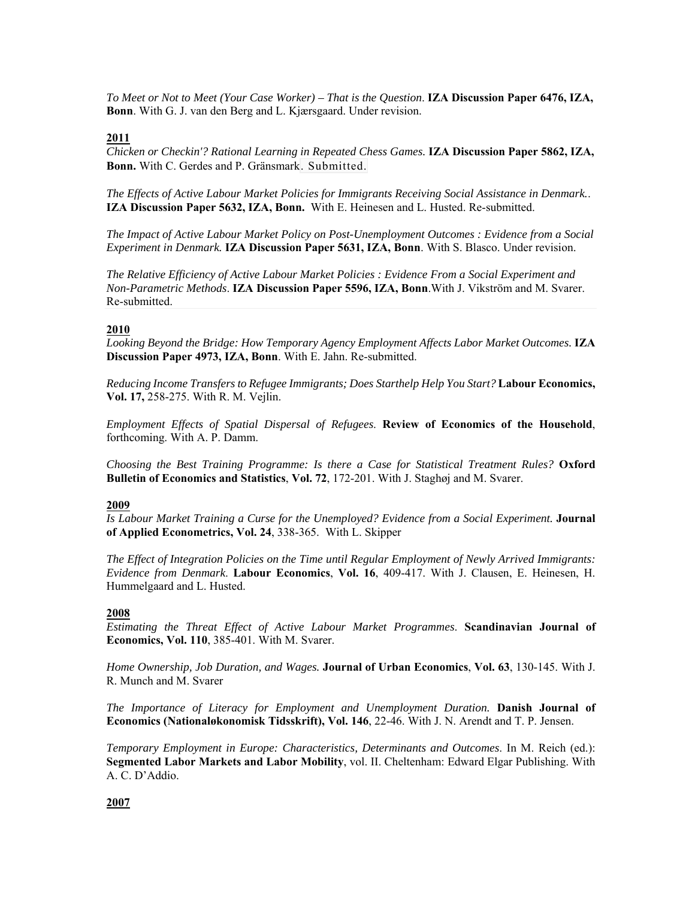*To Meet or Not to Meet (Your Case Worker) – That is the Question*. **IZA Discussion Paper 6476, IZA, Bonn**. With G. J. van den Berg and L. Kjærsgaard. Under revision.

**2011**

*Chicken or Checkin'? Rational Learning in Repeated Chess Games.* **IZA Discussion Paper 5862, IZA, Bonn.** With C. Gerdes and P. Gränsmark. Submitted.

*The Effects of Active Labour Market Policies for Immigrants Receiving Social Assistance in Denmark.*. **IZA Discussion Paper 5632, IZA, Bonn.** With E. Heinesen and L. Husted. Re-submitted.

*The Impact of Active Labour Market Policy on Post-Unemployment Outcomes : Evidence from a Social Experiment in Denmark.* **IZA Discussion Paper 5631, IZA, Bonn**. With S. Blasco. Under revision.

*The Relative Efficiency of Active Labour Market Policies : Evidence From a Social Experiment and Non-Parametric Methods*. **IZA Discussion Paper 5596, IZA, Bonn**.With J. Vikström and M. Svarer. Re-submitted.

**2010**

*Looking Beyond the Bridge: How Temporary Agency Employment Affects Labor Market Outcomes.* **IZA Discussion Paper 4973, IZA, Bonn**. With E. Jahn. Re-submitted.

*Reducing Income Transfers to Refugee Immigrants; Does Starthelp Help You Start?* **Labour Economics, Vol. 17,** 258-275. With R. M. Vejlin.

*Employment Effects of Spatial Dispersal of Refugees*. **Review of Economics of the Household**, forthcoming. With A. P. Damm.

*Choosing the Best Training Programme: Is there a Case for Statistical Treatment Rules?* **Oxford Bulletin of Economics and Statistics**, **Vol. 72**, 172-201. With J. Staghøj and M. Svarer.

**2009**

*Is Labour Market Training a Curse for the Unemployed? Evidence from a Social Experiment.* **Journal of Applied Econometrics, Vol. 24**, 338-365. With L. Skipper

*The Effect of Integration Policies on the Time until Regular Employment of Newly Arrived Immigrants: Evidence from Denmark*. **Labour Economics**, **Vol. 16**, 409-417. With J. Clausen, E. Heinesen, H. Hummelgaard and L. Husted.

**2008**

*Estimating the Threat Effect of Active Labour Market Programmes*. **Scandinavian Journal of Economics, Vol. 110**, 385-401. With M. Svarer.

*Home Ownership, Job Duration, and Wages.* **Journal of Urban Economics**, **Vol. 63**, 130-145. With J. R. Munch and M. Svarer

*The Importance of Literacy for Employment and Unemployment Duration.* **Danish Journal of Economics (Nationaløkonomisk Tidsskrift), Vol. 146**, 22-46. With J. N. Arendt and T. P. Jensen.

*Temporary Employment in Europe: Characteristics, Determinants and Outcomes*. In M. Reich (ed.): **Segmented Labor Markets and Labor Mobility**, vol. II. Cheltenham: Edward Elgar Publishing. With A. C. D'Addio.

**2007**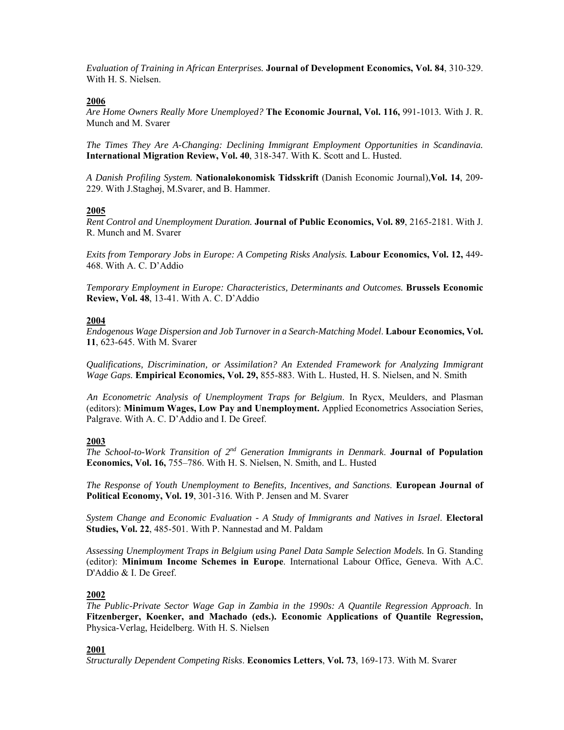*Evaluation of Training in African Enterprises.* **Journal of Development Economics, Vol. 84**, 310-329. With H. S. Nielsen.

**2006**

*Are Home Owners Really More Unemployed?* **The Economic Journal, Vol. 116,** 991-1013. With J. R. Munch and M. Svarer

*The Times They Are A-Changing: Declining Immigrant Employment Opportunities in Scandinavia.* **International Migration Review, Vol. 40**, 318-347. With K. Scott and L. Husted.

*A Danish Profiling System.* **Nationaløkonomisk Tidsskrift** (Danish Economic Journal),**Vol. 14**, 209-229. With J.Staghøj, M.Svarer, and B. Hammer.

**2005**

*Rent Control and Unemployment Duration.* **Journal of Public Economics, Vol. 89**, 2165-2181. With J. R. Munch and M. Svarer

*Exits from Temporary Jobs in Europe: A Competing Risks Analysis.* **Labour Economics, Vol. 12,** 449-468. With A. C. D'Addio

*Temporary Employment in Europe: Characteristics, Determinants and Outcomes.* **Brussels Economic Review, Vol. 48**, 13-41. With A. C. D'Addio

**2004**

*Endogenous Wage Dispersion and Job Turnover in a Search-Matching Model.* **Labour Economics, Vol. 11**, 623-645. With M. Svarer

*Qualifications, Discrimination, or Assimilation? An Extended Framework for Analyzing Immigrant Wage Gaps.* **Empirical Economics, Vol. 29,** 855-883. With L. Husted, H. S. Nielsen, and N. Smith

*An Econometric Analysis of Unemployment Traps for Belgium*. In Rycx, Meulders, and Plasman (editors): **Minimum Wages, Low Pay and Unemployment.** Applied Econometrics Association Series, Palgrave. With A. C. D'Addio and I. De Greef.

**2003**

*The School-to-Work Transition of 2nd Generation Immigrants in Denmark*. **Journal of Population Economics, Vol. 16,** 755–786. With H. S. Nielsen, N. Smith, and L. Husted

*The Response of Youth Unemployment to Benefits, Incentives, and Sanctions.* **European Journal of Political Economy, Vol. 19**, 301-316. With P. Jensen and M. Svarer

*System Change and Economic Evaluation - A Study of Immigrants and Natives in Israel*. **Electoral Studies, Vol. 22**, 485-501. With P. Nannestad and M. Paldam

*Assessing Unemployment Traps in Belgium using Panel Data Sample Selection Models.* In G. Standing (editor): **Minimum Income Schemes in Europe**. International Labour Office, Geneva. With A.C. D'Addio & I. De Greef.

**2002**

*The Public-Private Sector Wage Gap in Zambia in the 1990s: A Quantile Regression Approach*. In **Fitzenberger, Koenker, and Machado (eds.). Economic Applications of Quantile Regression,** Physica-Verlag, Heidelberg. With H. S. Nielsen

**2001**

*Structurally Dependent Competing Risks*. **Economics Letters**, **Vol. 73**, 169-173. With M. Svarer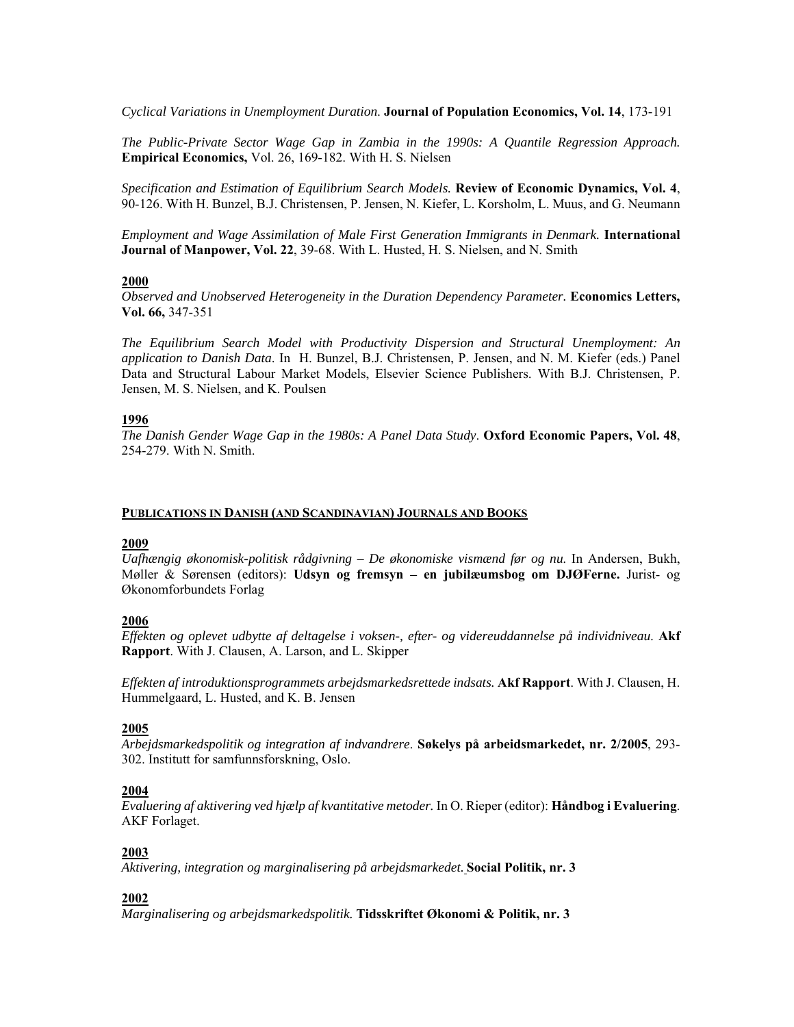*Cyclical Variations in Unemployment Duration*. **Journal of Population Economics, Vol. 14**, 173-191

*The Public-Private Sector Wage Gap in Zambia in the 1990s: A Quantile Regression Approach.* **Empirical Economics,** Vol. 26, 169-182. With H. S. Nielsen

*Specification and Estimation of Equilibrium Search Models.* **Review of Economic Dynamics, Vol. 4**, 90-126. With H. Bunzel, B.J. Christensen, P. Jensen, N. Kiefer, L. Korsholm, L. Muus, and G. Neumann

*Employment and Wage Assimilation of Male First Generation Immigrants in Denmark.* **International Journal of Manpower, Vol. 22**, 39-68. With L. Husted, H. S. Nielsen, and N. Smith

**2000**

*Observed and Unobserved Heterogeneity in the Duration Dependency Parameter.* **Economics Letters, Vol. 66,** 347-351

*The Equilibrium Search Model with Productivity Dispersion and Structural Unemployment: An application to Danish Data*. In H. Bunzel, B.J. Christensen, P. Jensen, and N. M. Kiefer (eds.) Panel Data and Structural Labour Market Models, Elsevier Science Publishers. With B.J. Christensen, P. Jensen, M. S. Nielsen, and K. Poulsen

**1996**

*The Danish Gender Wage Gap in the 1980s: A Panel Data Study*. **Oxford Economic Papers, Vol. 48**, 254-279. With N. Smith.

## PUBLICATIONS IN DANISH (AND SCANDINAVIAN) JOURNALS AND BOOKS

**2009**

*Uafhængig økonomisk-politisk rådgivning – De økonomiske vismænd før og nu.* In Andersen, Bukh, Møller & Sørensen (editors): **Udsyn og fremsyn – en jubilæumsbog om DJØFerne.** Jurist- og Økonomforbundets Forlag

**2006**

*Effekten og oplevet udbytte af deltagelse i voksen-, efter- og videreuddannelse på individniveau.* **Akf Rapport**. With J. Clausen, A. Larson, and L. Skipper

*Effekten af introduktionsprogrammets arbejdsmarkedsrettede indsats.* **Akf Rapport**. With J. Clausen, H. Hummelgaard, L. Husted, and K. B. Jensen

**2005**

*Arbejdsmarkedspolitik og integration af indvandrere*. **Søkelys på arbeidsmarkedet, nr. 2/2005**, 293-302. Institutt for samfunnsforskning, Oslo.

**2004**

*Evaluering af aktivering ved hjælp af kvantitative metoder.* In O. Rieper (editor): **Håndbog i Evaluering**. AKF Forlaget.

**2003**

*Aktivering, integration og marginalisering på arbejdsmarkedet.* **Social Politik, nr. 3**

**2002**

*Marginalisering og arbejdsmarkedspolitik.* **Tidsskriftet Økonomi & Politik, nr. 3**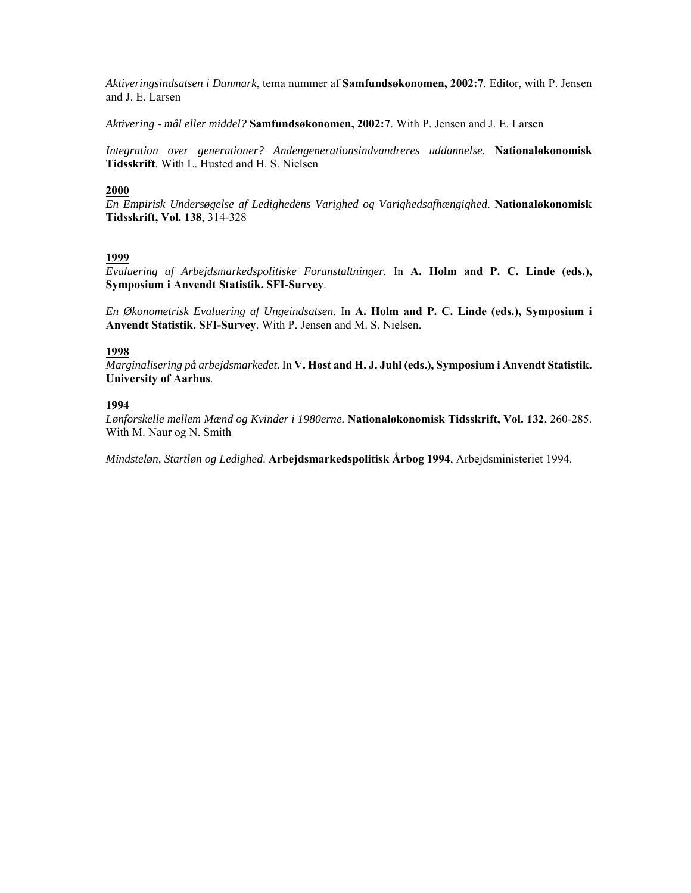*Aktiveringsindsatsen i Danmark*, tema nummer af **Samfundsøkonomen, 2002:7**. Editor, with P. Jensen and J. E. Larsen

*Aktivering - mål eller middel?* **Samfundsøkonomen, 2002:7**. With P. Jensen and J. E. Larsen

*Integration over generationer? Andengenerationsindvandreres uddannelse.* **Nationaløkonomisk Tidsskrift**. With L. Husted and H. S. Nielsen

**2000**

*En Empirisk Undersøgelse af Ledighedens Varighed og Varighedsafhængighed*. **Nationaløkonomisk Tidsskrift, Vol. 138**, 314-328

**1999**

*Evaluering af Arbejdsmarkedspolitiske Foranstaltninger.* In **A. Holm and P. C. Linde (eds.), Symposium i Anvendt Statistik. SFI-Survey**.

*En Økonometrisk Evaluering af Ungeindsatsen.* In **A. Holm and P. C. Linde (eds.), Symposium i Anvendt Statistik. SFI-Survey**. With P. Jensen and M. S. Nielsen.

**1998**

*Marginalisering på arbejdsmarkedet.* In **V. Høst and H. J. Juhl (eds.), Symposium i Anvendt Statistik. University of Aarhus**.

**1994**

*Lønforskelle mellem Mænd og Kvinder i 1980erne.* **Nationaløkonomisk Tidsskrift, Vol. 132**, 260-285. With M. Naur og N. Smith

*Mindsteløn, Startløn og Ledighed*. **Arbejdsmarkedspolitisk Årbog 1994**, Arbejdsministeriet 1994.